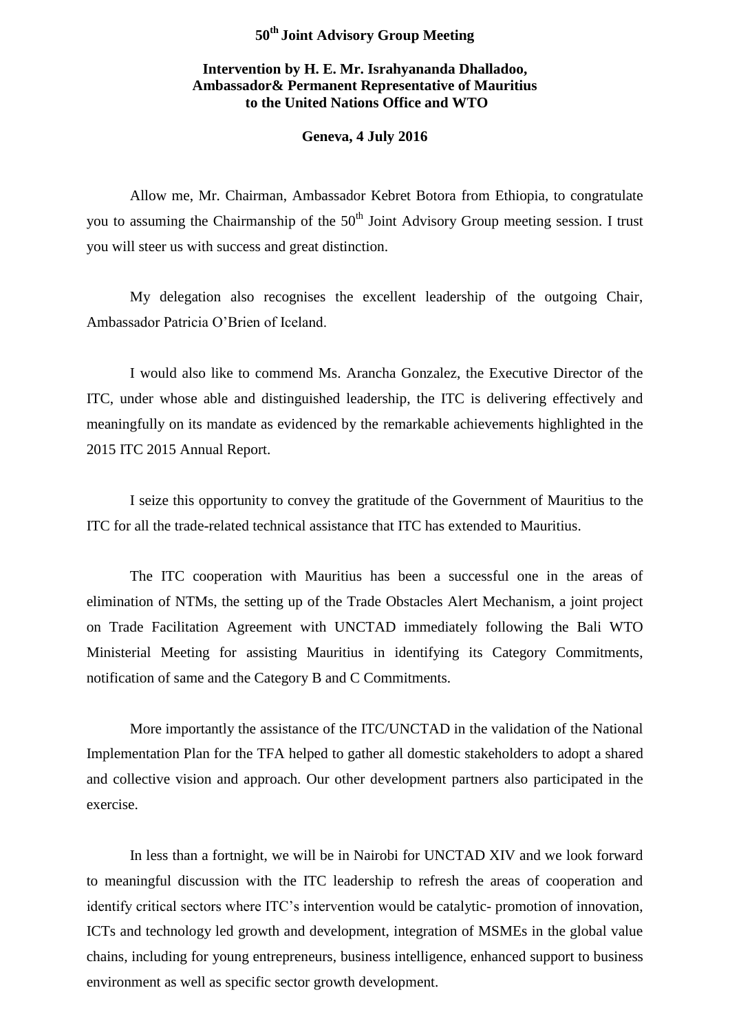**50th Joint Advisory Group Meeting**

**Intervention by H. E. Mr. Israhyananda Dhalladoo, Ambassador& Permanent Representative of Mauritius to the United Nations Office and WTO**

**Geneva, 4 July 2016**

Allow me, Mr. Chairman, Ambassador Kebret Botora from Ethiopia, to congratulate you to assuming the Chairmanship of the 50th Joint Advisory Group meeting session. I trust you will steer us with success and great distinction.

My delegation also recognises the excellent leadership of the outgoing Chair, Ambassador Patricia O'Brien of Iceland.

I would also like to commend Ms. Arancha Gonzalez, the Executive Director of the ITC, under whose able and distinguished leadership, the ITC is delivering effectively and meaningfully on its mandate as evidenced by the remarkable achievements highlighted in the 2015 ITC 2015 Annual Report.

I seize this opportunity to convey the gratitude of the Government of Mauritius to the ITC for all the trade-related technical assistance that ITC has extended to Mauritius.

The ITC cooperation with Mauritius has been a successful one in the areas of elimination of NTMs, the setting up of the Trade Obstacles Alert Mechanism, a joint project on Trade Facilitation Agreement with UNCTAD immediately following the Bali WTO Ministerial Meeting for assisting Mauritius in identifying its Category Commitments, notification of same and the Category B and C Commitments.

More importantly the assistance of the ITC/UNCTAD in the validation of the National Implementation Plan for the TFA helped to gather all domestic stakeholders to adopt a shared and collective vision and approach. Our other development partners also participated in the exercise.

In less than a fortnight, we will be in Nairobi for UNCTAD XIV and we look forward to meaningful discussion with the ITC leadership to refresh the areas of cooperation and identify critical sectors where ITC's intervention would be catalytic- promotion of innovation, ICTs and technology led growth and development, integration of MSMEs in the global value chains, including for young entrepreneurs, business intelligence, enhanced support to business environment as well as specific sector growth development.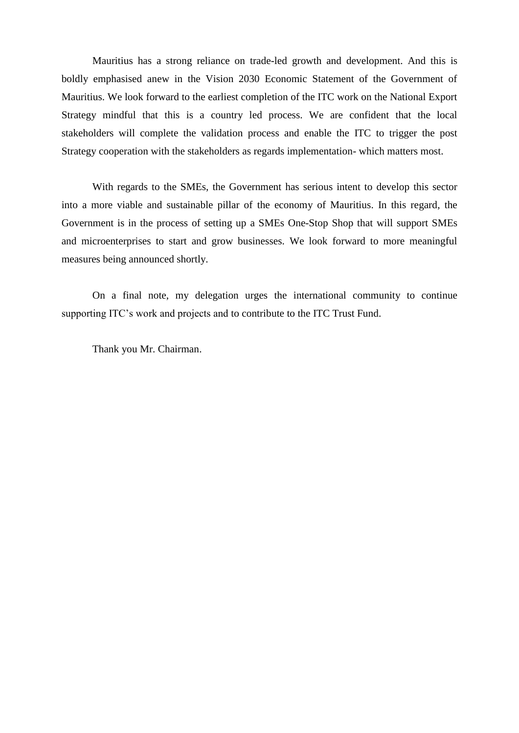Mauritius has a strong reliance on trade-led growth and development. And this is boldly emphasised anew in the Vision 2030 Economic Statement of the Government of Mauritius. We look forward to the earliest completion of the ITC work on the National Export Strategy mindful that this is a country led process. We are confident that the local stakeholders will complete the validation process and enable the ITC to trigger the post Strategy cooperation with the stakeholders as regards implementation- which matters most.

With regards to the SMEs, the Government has serious intent to develop this sector into a more viable and sustainable pillar of the economy of Mauritius. In this regard, the Government is in the process of setting up a SMEs One-Stop Shop that will support SMEs and microenterprises to start and grow businesses. We look forward to more meaningful measures being announced shortly.

On a final note, my delegation urges the international community to continue supporting ITC's work and projects and to contribute to the ITC Trust Fund.

Thank you Mr. Chairman.